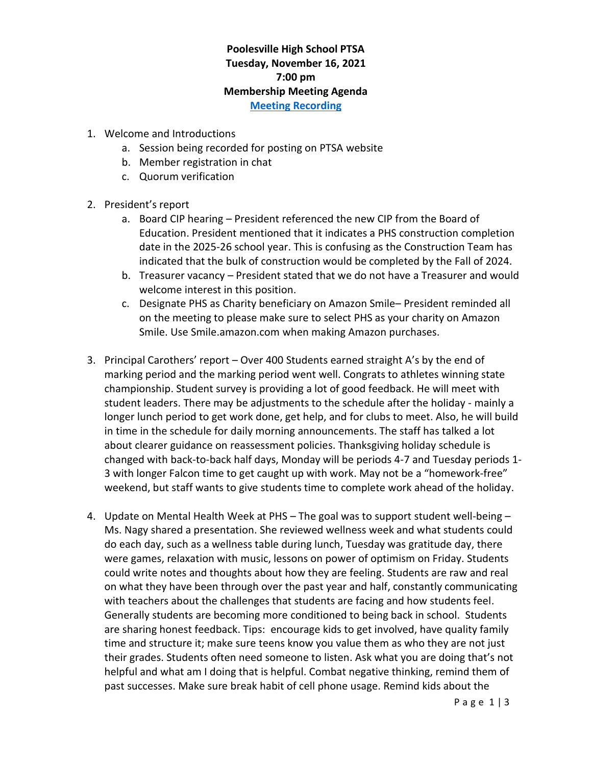**Poolesville High School PTSA**
**Tuesday, November 16, 2021**
**7:00 pm**
**Membership Meeting Agenda**
**[Meeting Recording]()**

1. Welcome and Introductions
    a. Session being recorded for posting on PTSA website
    b. Member registration in chat
    c. Quorum verification

2. President's report
    a. Board CIP hearing – President referenced the new CIP from the Board of Education. President mentioned that it indicates a PHS construction completion date in the 2025-26 school year. This is confusing as the Construction Team has indicated that the bulk of construction would be completed by the Fall of 2024.
    b. Treasurer vacancy – President stated that we do not have a Treasurer and would welcome interest in this position.
    c. Designate PHS as Charity beneficiary on Amazon Smile– President reminded all on the meeting to please make sure to select PHS as your charity on Amazon Smile. Use Smile.amazon.com when making Amazon purchases.

3. Principal Carothers' report – Over 400 Students earned straight A's by the end of marking period and the marking period went well. Congrats to athletes winning state championship. Student survey is providing a lot of good feedback. He will meet with student leaders. There may be adjustments to the schedule after the holiday - mainly a longer lunch period to get work done, get help, and for clubs to meet. Also, he will build in time in the schedule for daily morning announcements. The staff has talked a lot about clearer guidance on reassessment policies. Thanksgiving holiday schedule is changed with back-to-back half days, Monday will be periods 4-7 and Tuesday periods 1-3 with longer Falcon time to get caught up with work. May not be a "homework-free" weekend, but staff wants to give students time to complete work ahead of the holiday.

4. Update on Mental Health Week at PHS – The goal was to support student well-being – Ms. Nagy shared a presentation. She reviewed wellness week and what students could do each day, such as a wellness table during lunch, Tuesday was gratitude day, there were games, relaxation with music, lessons on power of optimism on Friday. Students could write notes and thoughts about how they are feeling. Students are raw and real on what they have been through over the past year and half, constantly communicating with teachers about the challenges that students are facing and how students feel. Generally students are becoming more conditioned to being back in school. Students are sharing honest feedback. Tips: encourage kids to get involved, have quality family time and structure it; make sure teens know you value them as who they are not just their grades. Students often need someone to listen. Ask what you are doing that's not helpful and what am I doing that is helpful. Combat negative thinking, remind them of past successes. Make sure break habit of cell phone usage. Remind kids about the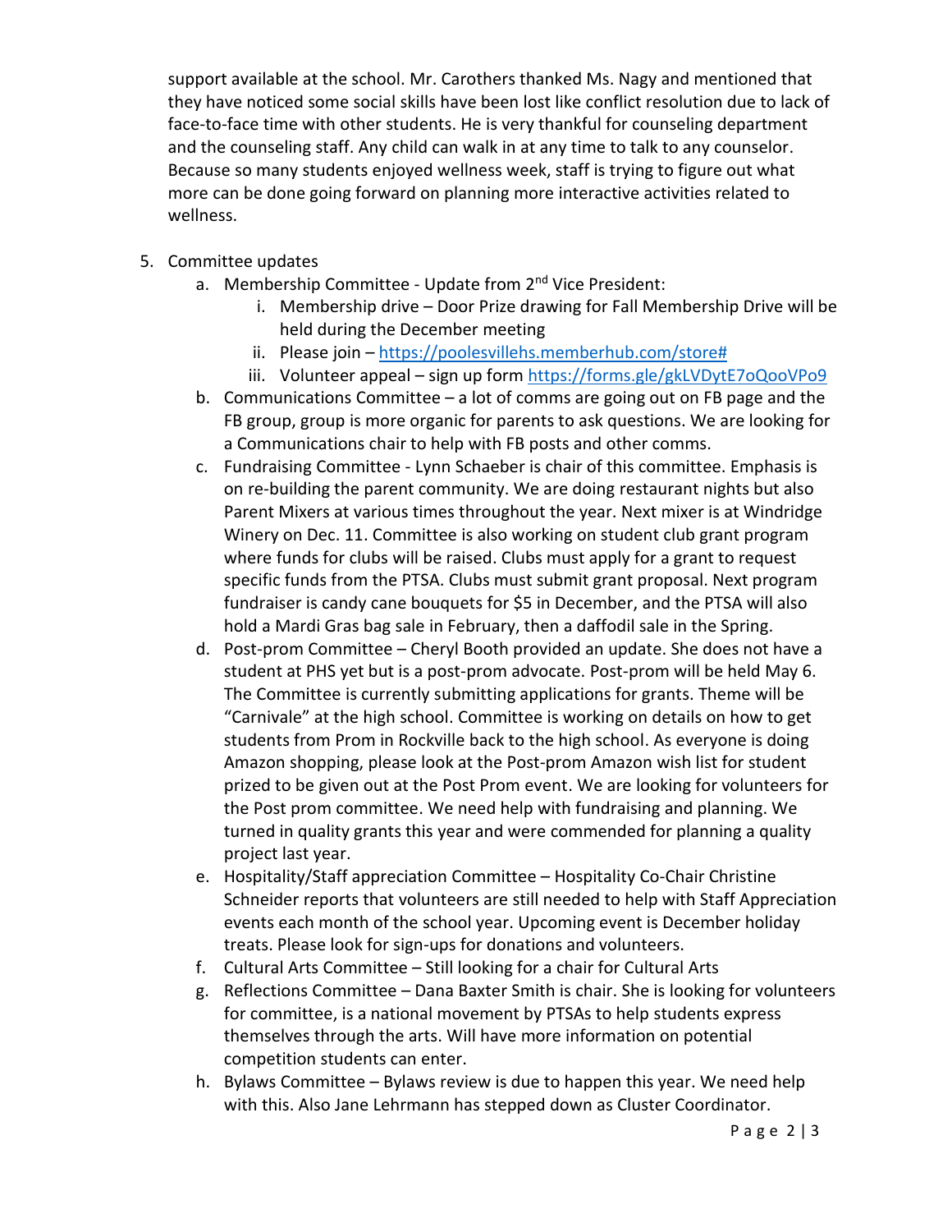support available at the school. Mr. Carothers thanked Ms. Nagy and mentioned that they have noticed some social skills have been lost like conflict resolution due to lack of face-to-face time with other students. He is very thankful for counseling department and the counseling staff. Any child can walk in at any time to talk to any counselor. Because so many students enjoyed wellness week, staff is trying to figure out what more can be done going forward on planning more interactive activities related to wellness.

5. Committee updates
   a. Membership Committee - Update from 2nd Vice President:
      i. Membership drive – Door Prize drawing for Fall Membership Drive will be held during the December meeting
      ii. Please join – [https://poolesvillehs.memberhub.com/store#](https://poolesvillehs.memberhub.com/store#)
      iii. Volunteer appeal – sign up form [https://forms.gle/gkLVDytE7oQooVPo9](https://forms.gle/gkLVDytE7oQooVPo9)
   b. Communications Committee – a lot of comms are going out on FB page and the FB group, group is more organic for parents to ask questions. We are looking for a Communications chair to help with FB posts and other comms.
   c. Fundraising Committee - Lynn Schaeber is chair of this committee. Emphasis is on re-building the parent community. We are doing restaurant nights but also Parent Mixers at various times throughout the year. Next mixer is at Windridge Winery on Dec. 11. Committee is also working on student club grant program where funds for clubs will be raised. Clubs must apply for a grant to request specific funds from the PTSA. Clubs must submit grant proposal. Next program fundraiser is candy cane bouquets for $5 in December, and the PTSA will also hold a Mardi Gras bag sale in February, then a daffodil sale in the Spring.
   d. Post-prom Committee – Cheryl Booth provided an update. She does not have a student at PHS yet but is a post-prom advocate. Post-prom will be held May 6. The Committee is currently submitting applications for grants. Theme will be "Carnivale" at the high school. Committee is working on details on how to get students from Prom in Rockville back to the high school. As everyone is doing Amazon shopping, please look at the Post-prom Amazon wish list for student prized to be given out at the Post Prom event. We are looking for volunteers for the Post prom committee. We need help with fundraising and planning. We turned in quality grants this year and were commended for planning a quality project last year.
   e. Hospitality/Staff appreciation Committee – Hospitality Co-Chair Christine Schneider reports that volunteers are still needed to help with Staff Appreciation events each month of the school year. Upcoming event is December holiday treats. Please look for sign-ups for donations and volunteers.
   f. Cultural Arts Committee – Still looking for a chair for Cultural Arts
   g. Reflections Committee – Dana Baxter Smith is chair. She is looking for volunteers for committee, is a national movement by PTSAs to help students express themselves through the arts. Will have more information on potential competition students can enter.
   h. Bylaws Committee – Bylaws review is due to happen this year. We need help with this. Also Jane Lehrmann has stepped down as Cluster Coordinator.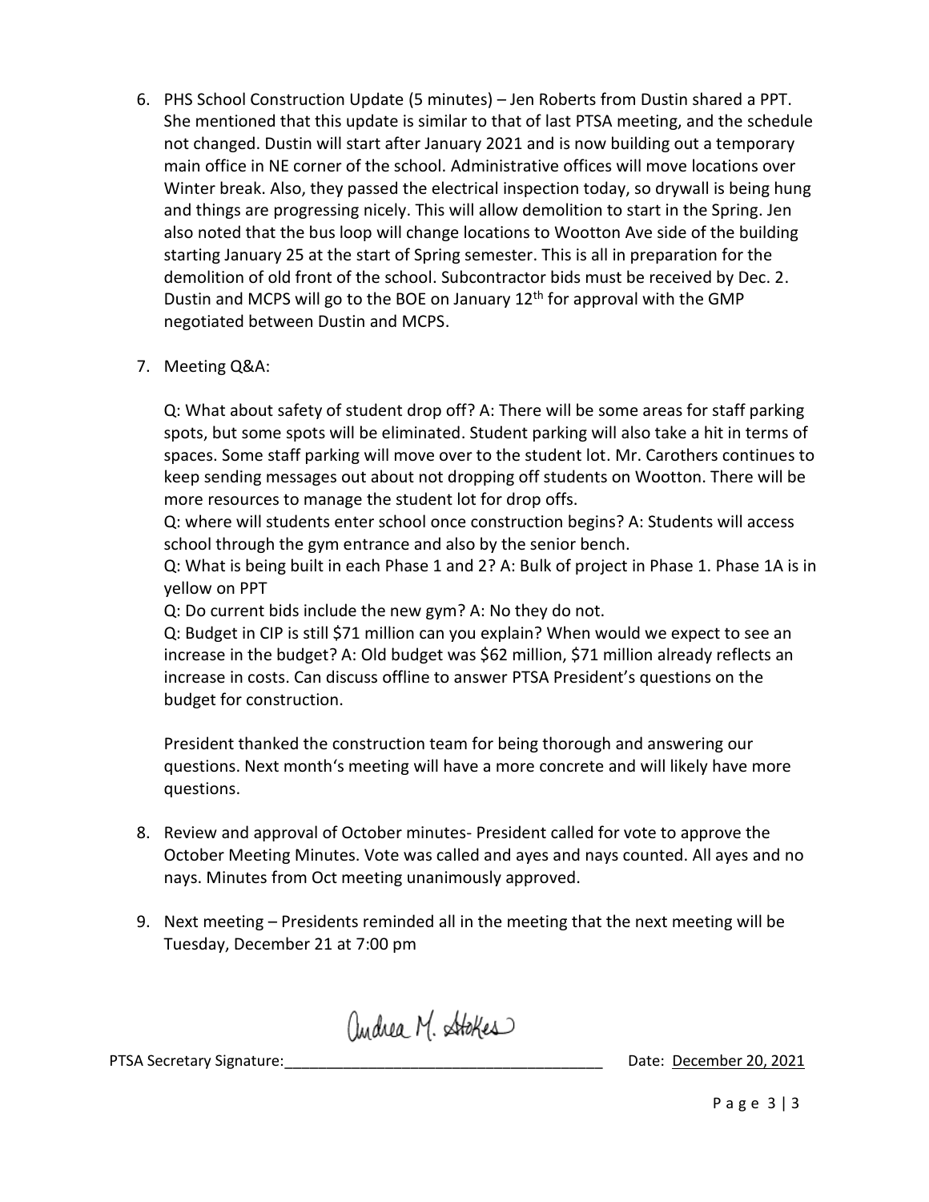6. PHS School Construction Update (5 minutes) – Jen Roberts from Dustin shared a PPT. She mentioned that this update is similar to that of last PTSA meeting, and the schedule not changed. Dustin will start after January 2021 and is now building out a temporary main office in NE corner of the school. Administrative offices will move locations over Winter break. Also, they passed the electrical inspection today, so drywall is being hung and things are progressing nicely. This will allow demolition to start in the Spring. Jen also noted that the bus loop will change locations to Wootton Ave side of the building starting January 25 at the start of Spring semester. This is all in preparation for the demolition of old front of the school. Subcontractor bids must be received by Dec. 2. Dustin and MCPS will go to the BOE on January 12th for approval with the GMP negotiated between Dustin and MCPS.

7. Meeting Q&A:

   Q: What about safety of student drop off? A: There will be some areas for staff parking spots, but some spots will be eliminated. Student parking will also take a hit in terms of spaces. Some staff parking will move over to the student lot. Mr. Carothers continues to keep sending messages out about not dropping off students on Wootton. There will be more resources to manage the student lot for drop offs.
   Q: where will students enter school once construction begins? A: Students will access school through the gym entrance and also by the senior bench.
   Q: What is being built in each Phase 1 and 2? A: Bulk of project in Phase 1. Phase 1A is in yellow on PPT
   Q: Do current bids include the new gym? A: No they do not.
   Q: Budget in CIP is still $71 million can you explain? When would we expect to see an increase in the budget? A: Old budget was $62 million, $71 million already reflects an increase in costs. Can discuss offline to answer PTSA President's questions on the budget for construction.

   President thanked the construction team for being thorough and answering our questions. Next month's meeting will have a more concrete and will likely have more questions.

8. Review and approval of October minutes- President called for vote to approve the October Meeting Minutes. Vote was called and ayes and nays counted. All ayes and no nays. Minutes from Oct meeting unanimously approved.

9. Next meeting – Presidents reminded all in the meeting that the next meeting will be Tuesday, December 21 at 7:00 pm

PTSA Secretary Signature: Andrea M. Stokes Date: December 20, 2021